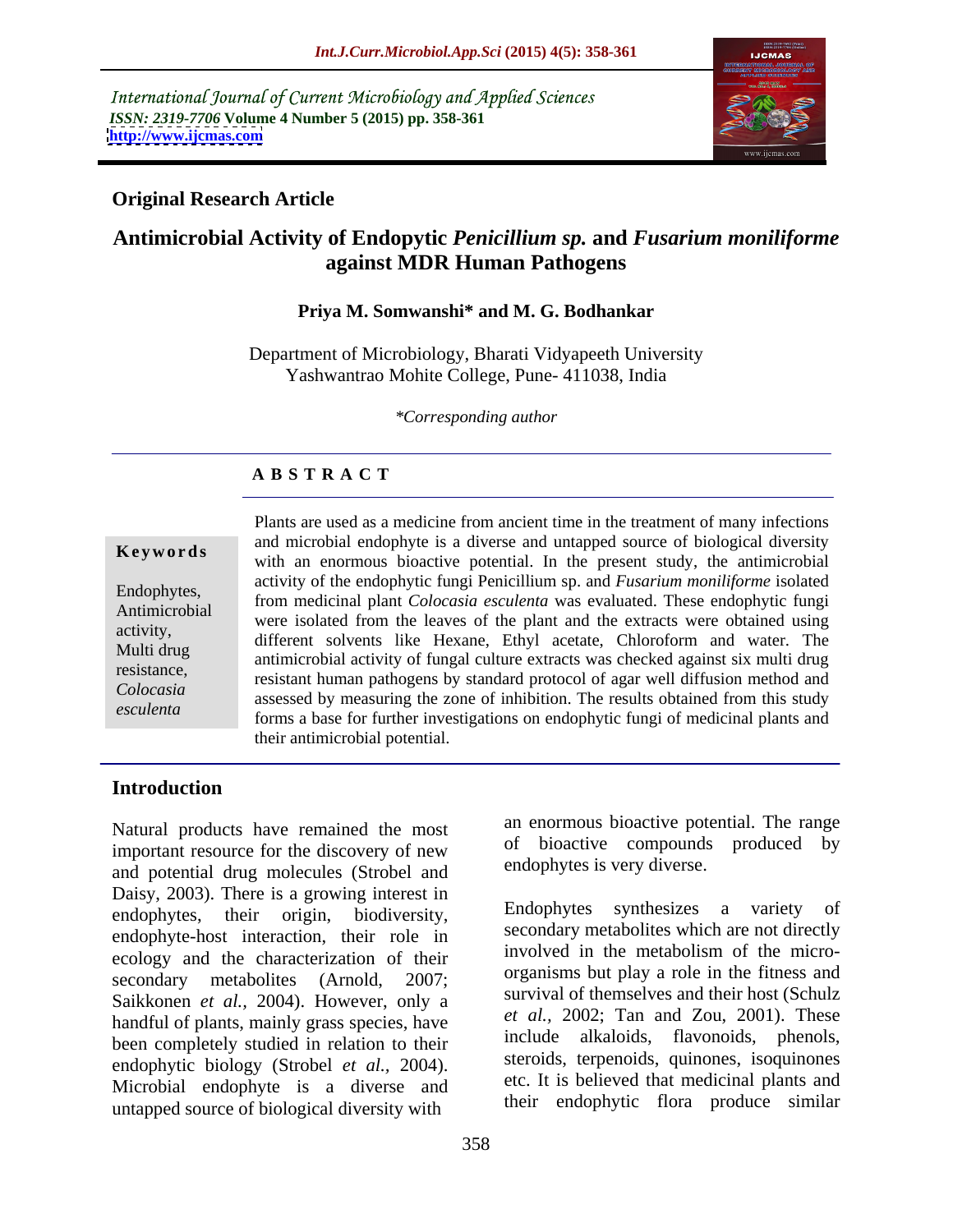International Journal of Current Microbiology and Applied Sciences
*ISSN: 2319-7706* **Volume 4 Number 5 (2015) pp. 358-361**
**http://www.ijcmas.com**

**Original Research Article**

# Antimicrobial Activity of Endopytic *Penicillium sp.* and *Fusarium moniliforme* against MDR Human Pathogens

**Priya M. Somwanshi\* and M. G. Bodhankar**

Department of Microbiology, Bharati Vidyapeeth University
Yashwantrao Mohite College, Pune- 411038, India

*\*Corresponding author*

**A B S T R A C T**

**Keywords**

Endophytes, Antimicrobial activity, Multi drug resistance, *Colocasia esculenta*

Plants are used as a medicine from ancient time in the treatment of many infections and microbial endophyte is a diverse and untapped source of biological diversity with an enormous bioactive potential. In the present study, the antimicrobial activity of the endophytic fungi Penicillium sp. and *Fusarium moniliforme* isolated from medicinal plant *Colocasia esculenta* was evaluated. These endophytic fungi were isolated from the leaves of the plant and the extracts were obtained using different solvents like Hexane, Ethyl acetate, Chloroform and water. The antimicrobial activity of fungal culture extracts was checked against six multi drug resistant human pathogens by standard protocol of agar well diffusion method and assessed by measuring the zone of inhibition. The results obtained from this study forms a base for further investigations on endophytic fungi of medicinal plants and their antimicrobial potential.

## Introduction

Natural products have remained the most important resource for the discovery of new and potential drug molecules (Strobel and Daisy, 2003). There is a growing interest in endophytes, their origin, biodiversity, endophyte-host interaction, their role in ecology and the characterization of their secondary metabolites (Arnold, 2007; Saikkonen *et al.,* 2004). However, only a handful of plants, mainly grass species, have been completely studied in relation to their endophytic biology (Strobel *et al.,* 2004). Microbial endophyte is a diverse and untapped source of biological diversity with an enormous bioactive potential. The range of bioactive compounds produced by endophytes is very diverse.

Endophytes synthesizes a variety of secondary metabolites which are not directly involved in the metabolism of the micro-organisms but play a role in the fitness and survival of themselves and their host (Schulz *et al.,* 2002; Tan and Zou, 2001). These include alkaloids, flavonoids, phenols, steroids, terpenoids, quinones, isoquinones etc. It is believed that medicinal plants and their endophytic flora produce similar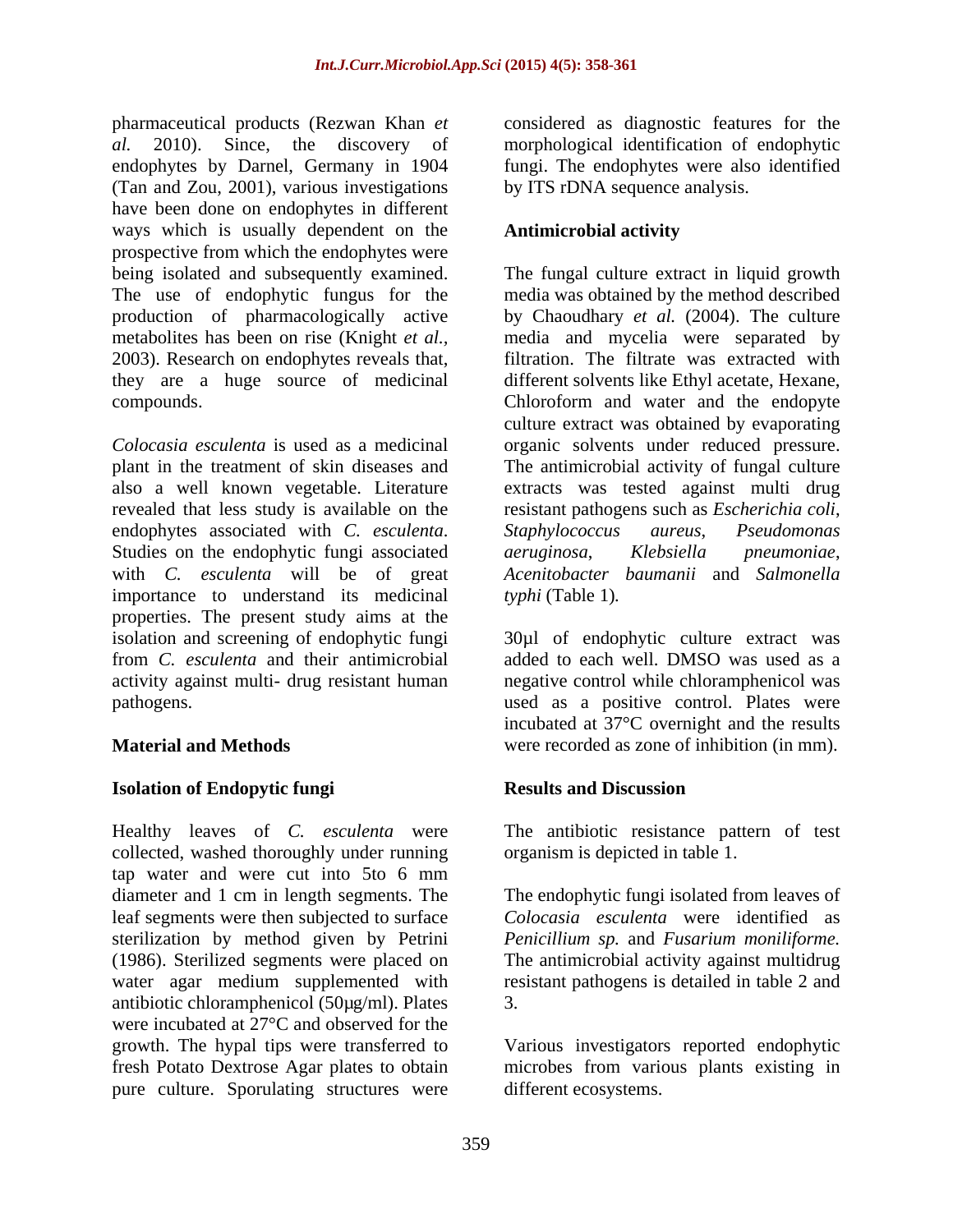pharmaceutical products (Rezwan Khan *et al.* 2010). Since, the discovery of endophytes by Darnel, Germany in 1904 (Tan and Zou, 2001), various investigations have been done on endophytes in different ways which is usually dependent on the prospective from which the endophytes were being isolated and subsequently examined. The use of endophytic fungus for the production of pharmacologically active metabolites has been on rise (Knight *et al.,* 2003). Research on endophytes reveals that, they are a huge source of medicinal compounds.

*Colocasia esculenta* is used as a medicinal plant in the treatment of skin diseases and also a well known vegetable. Literature revealed that less study is available on the endophytes associated with *C. esculenta*. Studies on the endophytic fungi associated with *C. esculenta* will be of great importance to understand its medicinal properties. The present study aims at the isolation and screening of endophytic fungi from *C. esculenta* and their antimicrobial activity against multi- drug resistant human pathogens.

## Material and Methods

### Isolation of Endopytic fungi

Healthy leaves of *C. esculenta* were collected, washed thoroughly under running tap water and were cut into 5to 6 mm diameter and 1 cm in length segments. The leaf segments were then subjected to surface sterilization by method given by Petrini (1986). Sterilized segments were placed on water agar medium supplemented with antibiotic chloramphenicol (50µg/ml). Plates were incubated at 27°C and observed for the growth. The hypal tips were transferred to fresh Potato Dextrose Agar plates to obtain pure culture. Sporulating structures were considered as diagnostic features for the morphological identification of endophytic fungi. The endophytes were also identified by ITS rDNA sequence analysis.

### Antimicrobial activity

The fungal culture extract in liquid growth media was obtained by the method described by Chaoudhary *et al.* (2004). The culture media and mycelia were separated by filtration. The filtrate was extracted with different solvents like Ethyl acetate, Hexane, Chloroform and water and the endopyte culture extract was obtained by evaporating organic solvents under reduced pressure. The antimicrobial activity of fungal culture extracts was tested against multi drug resistant pathogens such as *Escherichia coli*, *Staphylococcus aureus*, *Pseudomonas aeruginosa*, *Klebsiella pneumoniae*, *Acenitobacter baumanii* and *Salmonella typhi* (Table 1)*.*

30µl of endophytic culture extract was added to each well. DMSO was used as a negative control while chloramphenicol was used as a positive control. Plates were incubated at 37°C overnight and the results were recorded as zone of inhibition (in mm).

## Results and Discussion

The antibiotic resistance pattern of test organism is depicted in table 1.

The endophytic fungi isolated from leaves of *Colocasia esculenta* were identified as *Penicillium sp.* and *Fusarium moniliforme.* The antimicrobial activity against multidrug resistant pathogens is detailed in table 2 and 3.

Various investigators reported endophytic microbes from various plants existing in different ecosystems.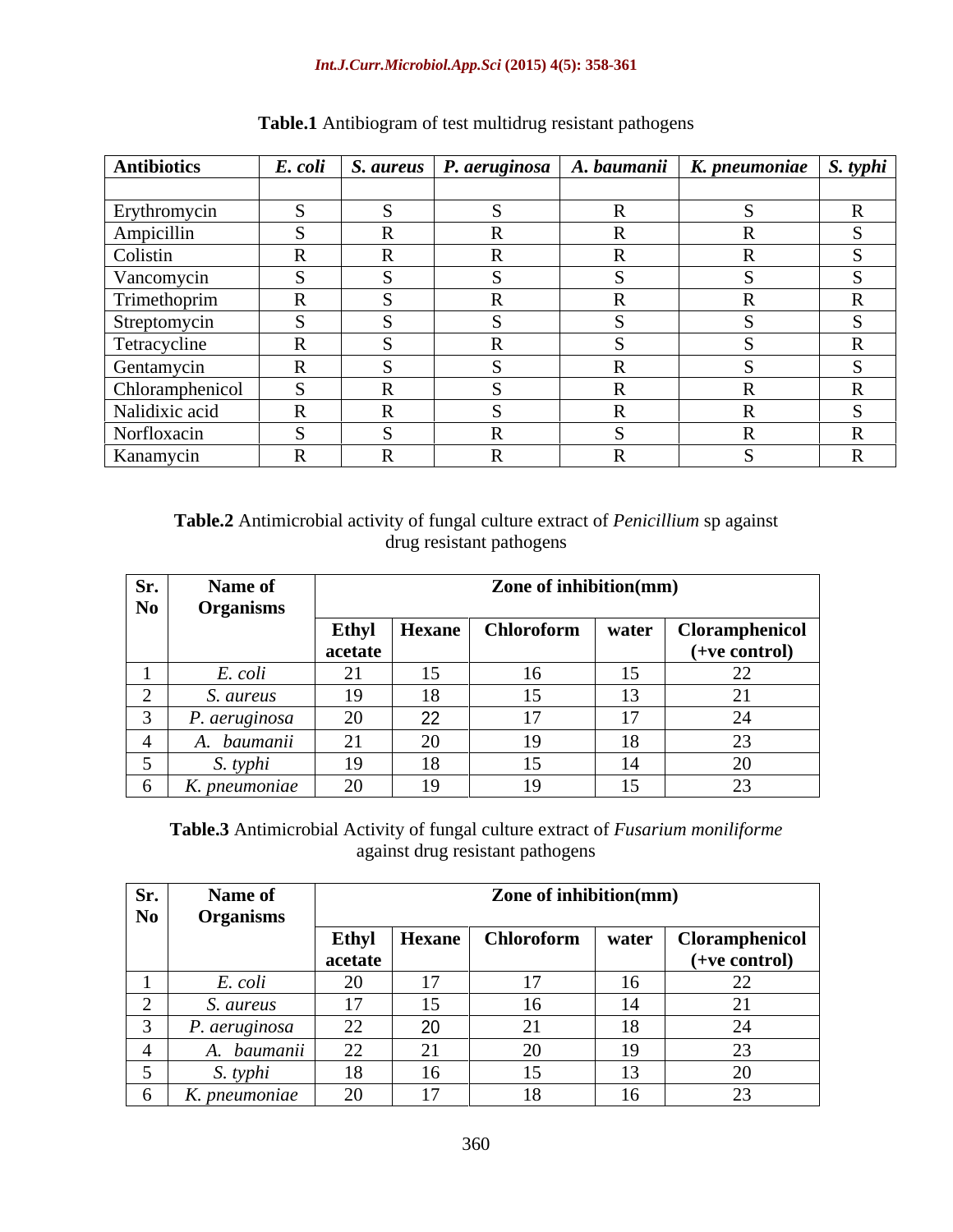**Table.1** Antibiogram of test multidrug resistant pathogens

| Antibiotics | *E. coli* | *S. aureus* | *P. aeruginosa* | *A. baumanii* | *K. pneumoniae* | *S. typhi* |
|---|---|---|---|---|---|---|
| | | | | | | |
| Erythromycin | S | S | S | R | S | R |
| Ampicillin | S | R | R | R | R | S |
| Colistin | R | R | R | R | R | S |
| Vancomycin | S | S | S | S | S | S |
| Trimethoprim | R | S | R | R | R | R |
| Streptomycin | S | S | S | S | S | S |
| Tetracycline | R | S | R | S | S | R |
| Gentamycin | R | S | S | R | S | S |
| Chloramphenicol | S | R | S | R | R | R |
| Nalidixic acid | R | R | S | R | R | S |
| Norfloxacin | S | S | R | S | R | R |
| Kanamycin | R | R | R | R | S | R |

**Table.2** Antimicrobial activity of fungal culture extract of *Penicillium* sp against drug resistant pathogens

| Sr. No | Name of Organisms | Zone of inhibition(mm) | | | | |
|---|---|---|---|---|---|---|
| | | Ethyl acetate | Hexane | Chloroform | water | Cloramphenicol (+ve control) |
| 1 | *E. coli* | 21 | 15 | 16 | 15 | 22 |
| 2 | *S. aureus* | 19 | 18 | 15 | 13 | 21 |
| 3 | *P. aeruginosa* | 20 | 22 | 17 | 17 | 24 |
| 4 | *A. baumanii* | 21 | 20 | 19 | 18 | 23 |
| 5 | *S. typhi* | 19 | 18 | 15 | 14 | 20 |
| 6 | *K. pneumoniae* | 20 | 19 | 19 | 15 | 23 |

**Table.3** Antimicrobial Activity of fungal culture extract of *Fusarium moniliforme* against drug resistant pathogens

| Sr. No | Name of Organisms | Zone of inhibition(mm) | | | | |
|---|---|---|---|---|---|---|
| | | Ethyl acetate | Hexane | Chloroform | water | Cloramphenicol (+ve control) |
| 1 | *E. coli* | 20 | 17 | 17 | 16 | 22 |
| 2 | *S. aureus* | 17 | 15 | 16 | 14 | 21 |
| 3 | *P. aeruginosa* | 22 | 20 | 21 | 18 | 24 |
| 4 | *A. baumanii* | 22 | 21 | 20 | 19 | 23 |
| 5 | *S. typhi* | 18 | 16 | 15 | 13 | 20 |
| 6 | *K. pneumoniae* | 20 | 17 | 18 | 16 | 23 |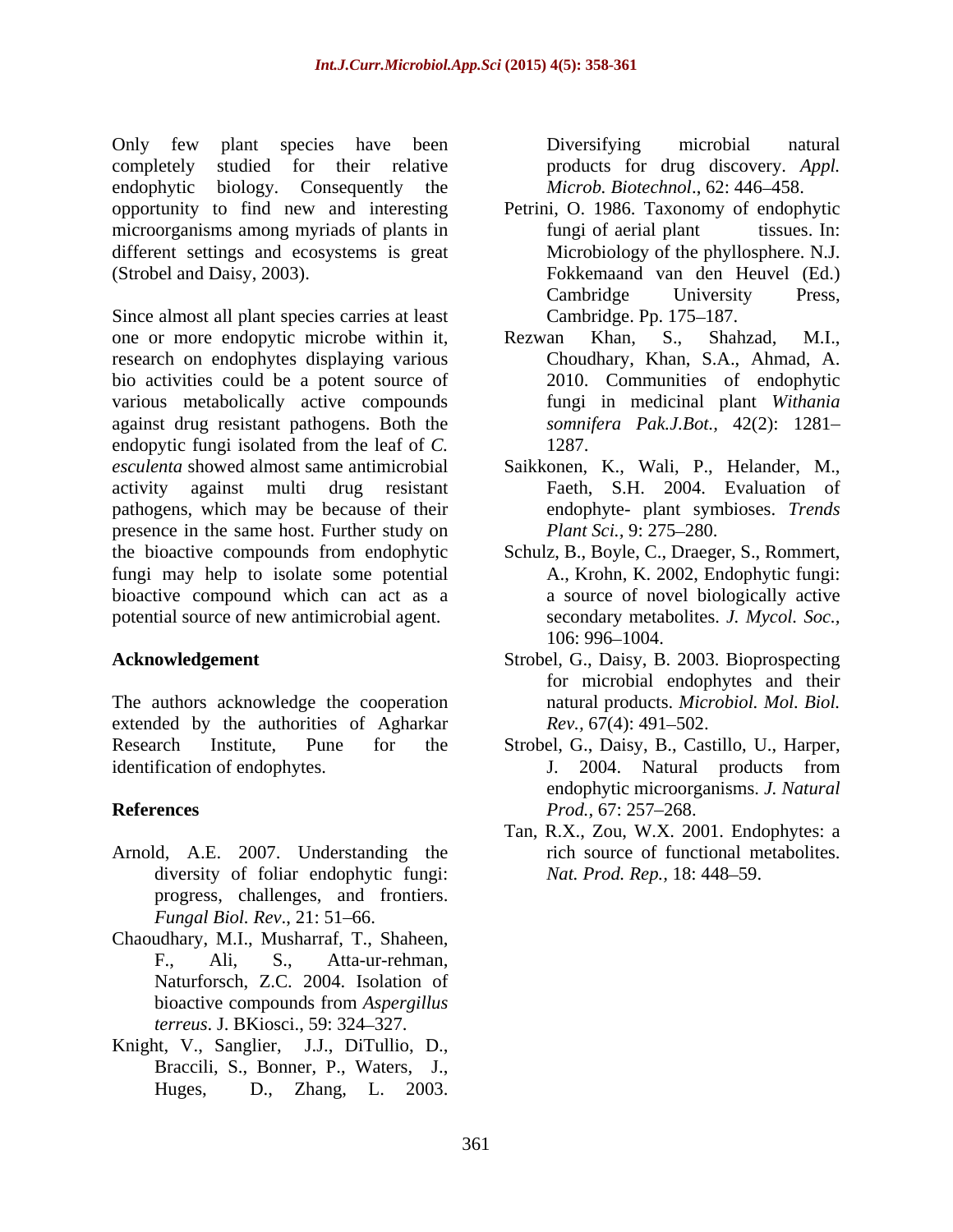Only few plant species have been completely studied for their relative endophytic biology. Consequently the opportunity to find new and interesting microorganisms among myriads of plants in different settings and ecosystems is great (Strobel and Daisy, 2003).

Since almost all plant species carries at least one or more endopytic microbe within it, research on endophytes displaying various bio activities could be a potent source of various metabolically active compounds against drug resistant pathogens. Both the endopytic fungi isolated from the leaf of *C. esculenta* showed almost same antimicrobial activity against multi drug resistant pathogens, which may be because of their presence in the same host. Further study on the bioactive compounds from endophytic fungi may help to isolate some potential bioactive compound which can act as a potential source of new antimicrobial agent.

## Acknowledgement

The authors acknowledge the cooperation extended by the authorities of Agharkar Research Institute, Pune for the identification of endophytes.

## References

Arnold, A.E. 2007. Understanding the diversity of foliar endophytic fungi: progress, challenges, and frontiers. *Fungal Biol. Rev*., 21: 51–66.

Chaoudhary, M.I., Musharraf, T., Shaheen, F., Ali, S., Atta-ur-rehman, Naturforsch, Z.C. 2004. Isolation of bioactive compounds from *Aspergillus terreus*. J. BKiosci., 59: 324–327.

Knight, V., Sanglier, J.J., DiTullio, D., Braccili, S., Bonner, P., Waters, J., Huges, D., Zhang, L. 2003. Diversifying microbial natural products for drug discovery. *Appl. Microb. Biotechnol*., 62: 446–458.

Petrini, O. 1986. Taxonomy of endophytic fungi of aerial plant tissues. In: Microbiology of the phyllosphere. N.J. Fokkemaand van den Heuvel (Ed.) Cambridge University Press, Cambridge. Pp. 175–187.

Rezwan Khan, S., Shahzad, M.I., Choudhary, Khan, S.A., Ahmad, A. 2010. Communities of endophytic fungi in medicinal plant *Withania somnifera Pak.J.Bot.,* 42(2): 1281–1287.

Saikkonen, K., Wali, P., Helander, M., Faeth, S.H. 2004. Evaluation of endophyte- plant symbioses. *Trends Plant Sci.,* 9: 275–280.

Schulz, B., Boyle, C., Draeger, S., Rommert, A., Krohn, K. 2002, Endophytic fungi: a source of novel biologically active secondary metabolites. *J. Mycol. Soc.,* 106: 996–1004.

Strobel, G., Daisy, B. 2003. Bioprospecting for microbial endophytes and their natural products. *Microbiol. Mol. Biol. Rev.,* 67(4): 491–502.

Strobel, G., Daisy, B., Castillo, U., Harper, J. 2004. Natural products from endophytic microorganisms. *J. Natural Prod.,* 67: 257–268.

Tan, R.X., Zou, W.X. 2001. Endophytes: a rich source of functional metabolites. *Nat. Prod. Rep.,* 18: 448–59.